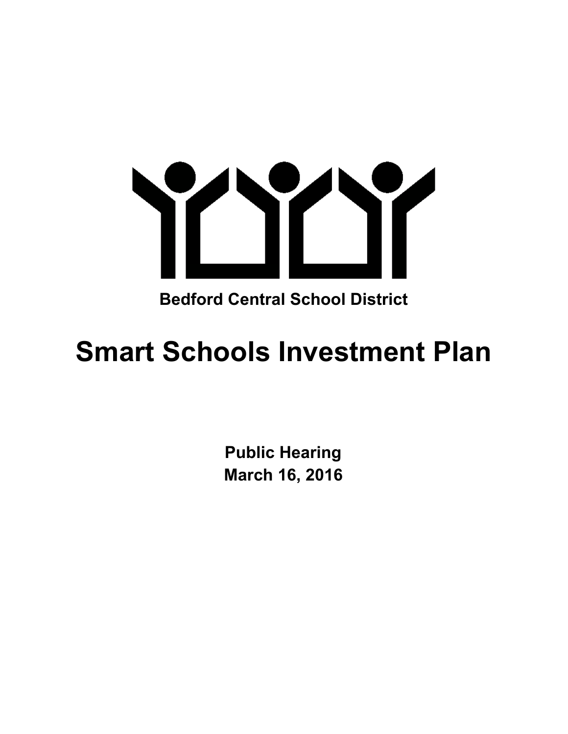**Bedford Central School District**

# Smart Schools Investment Plan

**Public Hearing**
**March 16, 2016**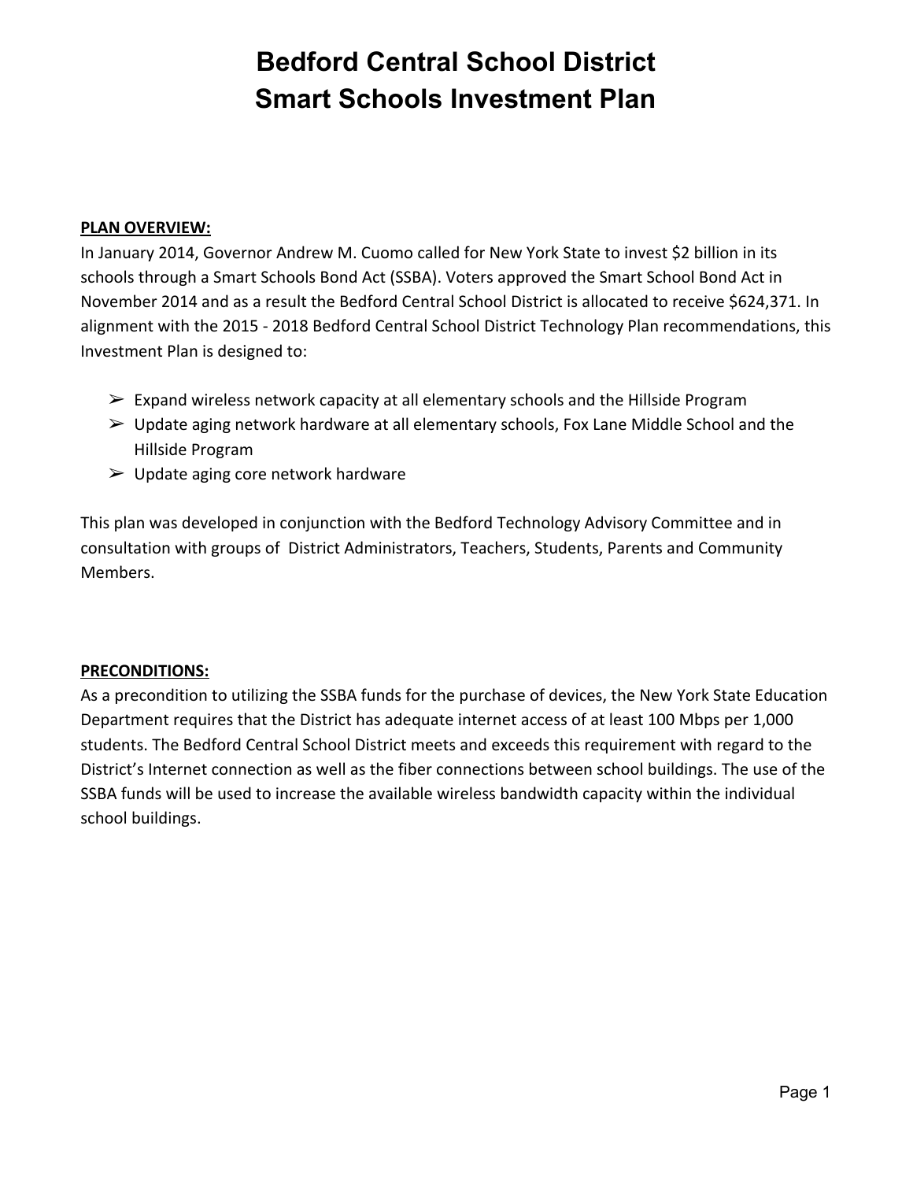# Bedford Central School District
# Smart Schools Investment Plan

**PLAN OVERVIEW:**

In January 2014, Governor Andrew M. Cuomo called for New York State to invest $2 billion in its schools through a Smart Schools Bond Act (SSBA). Voters approved the Smart School Bond Act in November 2014 and as a result the Bedford Central School District is allocated to receive $624,371. In alignment with the 2015 - 2018 Bedford Central School District Technology Plan recommendations, this Investment Plan is designed to:

- ➢ Expand wireless network capacity at all elementary schools and the Hillside Program
- ➢ Update aging network hardware at all elementary schools, Fox Lane Middle School and the Hillside Program
- ➢ Update aging core network hardware

This plan was developed in conjunction with the Bedford Technology Advisory Committee and in consultation with groups of District Administrators, Teachers, Students, Parents and Community Members.

**PRECONDITIONS:**

As a precondition to utilizing the SSBA funds for the purchase of devices, the New York State Education Department requires that the District has adequate internet access of at least 100 Mbps per 1,000 students. The Bedford Central School District meets and exceeds this requirement with regard to the District's Internet connection as well as the fiber connections between school buildings. The use of the SSBA funds will be used to increase the available wireless bandwidth capacity within the individual school buildings.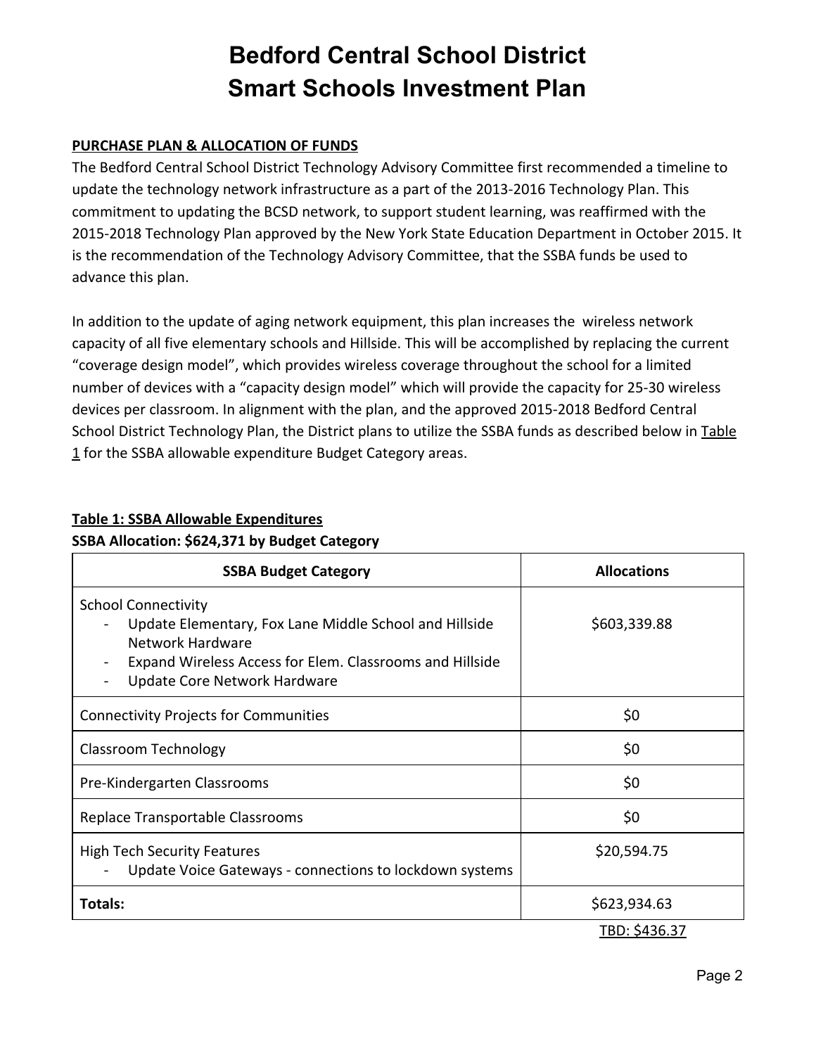# Bedford Central School District
# Smart Schools Investment Plan

**PURCHASE PLAN & ALLOCATION OF FUNDS**

The Bedford Central School District Technology Advisory Committee first recommended a timeline to update the technology network infrastructure as a part of the 2013-2016 Technology Plan. This commitment to updating the BCSD network, to support student learning, was reaffirmed with the 2015-2018 Technology Plan approved by the New York State Education Department in October 2015. It is the recommendation of the Technology Advisory Committee, that the SSBA funds be used to advance this plan.

In addition to the update of aging network equipment, this plan increases the wireless network capacity of all five elementary schools and Hillside. This will be accomplished by replacing the current "coverage design model", which provides wireless coverage throughout the school for a limited number of devices with a "capacity design model" which will provide the capacity for 25-30 wireless devices per classroom. In alignment with the plan, and the approved 2015-2018 Bedford Central School District Technology Plan, the District plans to utilize the SSBA funds as described below in Table 1 for the SSBA allowable expenditure Budget Category areas.

**Table 1: SSBA Allowable Expenditures**

**SSBA Allocation: $624,371 by Budget Category**

| SSBA Budget Category | Allocations |
|---|---|
| School Connectivity<br>- Update Elementary, Fox Lane Middle School and Hillside Network Hardware<br>- Expand Wireless Access for Elem. Classrooms and Hillside<br>- Update Core Network Hardware | $603,339.88 |
| Connectivity Projects for Communities | $0 |
| Classroom Technology | $0 |
| Pre-Kindergarten Classrooms | $0 |
| Replace Transportable Classrooms | $0 |
| High Tech Security Features<br>- Update Voice Gateways - connections to lockdown systems | $20,594.75 |
| **Totals:** | $623,934.63 |
| | TBD: $436.37 |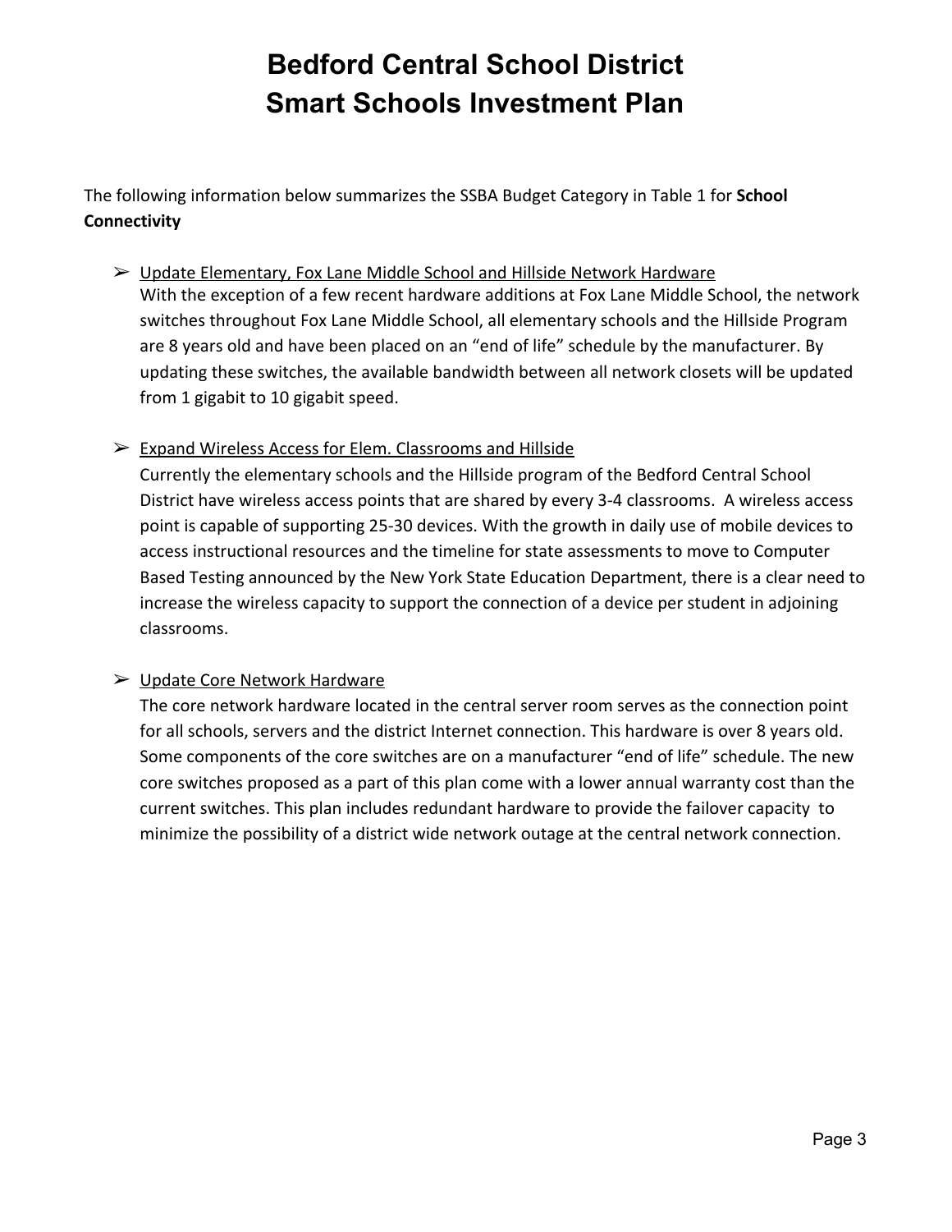# Bedford Central School District
# Smart Schools Investment Plan

The following information below summarizes the SSBA Budget Category in Table 1 for **School Connectivity**

- Update Elementary, Fox Lane Middle School and Hillside Network Hardware
  With the exception of a few recent hardware additions at Fox Lane Middle School, the network switches throughout Fox Lane Middle School, all elementary schools and the Hillside Program are 8 years old and have been placed on an "end of life" schedule by the manufacturer. By updating these switches, the available bandwidth between all network closets will be updated from 1 gigabit to 10 gigabit speed.

- Expand Wireless Access for Elem. Classrooms and Hillside
  Currently the elementary schools and the Hillside program of the Bedford Central School District have wireless access points that are shared by every 3-4 classrooms. A wireless access point is capable of supporting 25-30 devices. With the growth in daily use of mobile devices to access instructional resources and the timeline for state assessments to move to Computer Based Testing announced by the New York State Education Department, there is a clear need to increase the wireless capacity to support the connection of a device per student in adjoining classrooms.

- Update Core Network Hardware
  The core network hardware located in the central server room serves as the connection point for all schools, servers and the district Internet connection. This hardware is over 8 years old. Some components of the core switches are on a manufacturer "end of life" schedule. The new core switches proposed as a part of this plan come with a lower annual warranty cost than the current switches. This plan includes redundant hardware to provide the failover capacity to minimize the possibility of a district wide network outage at the central network connection.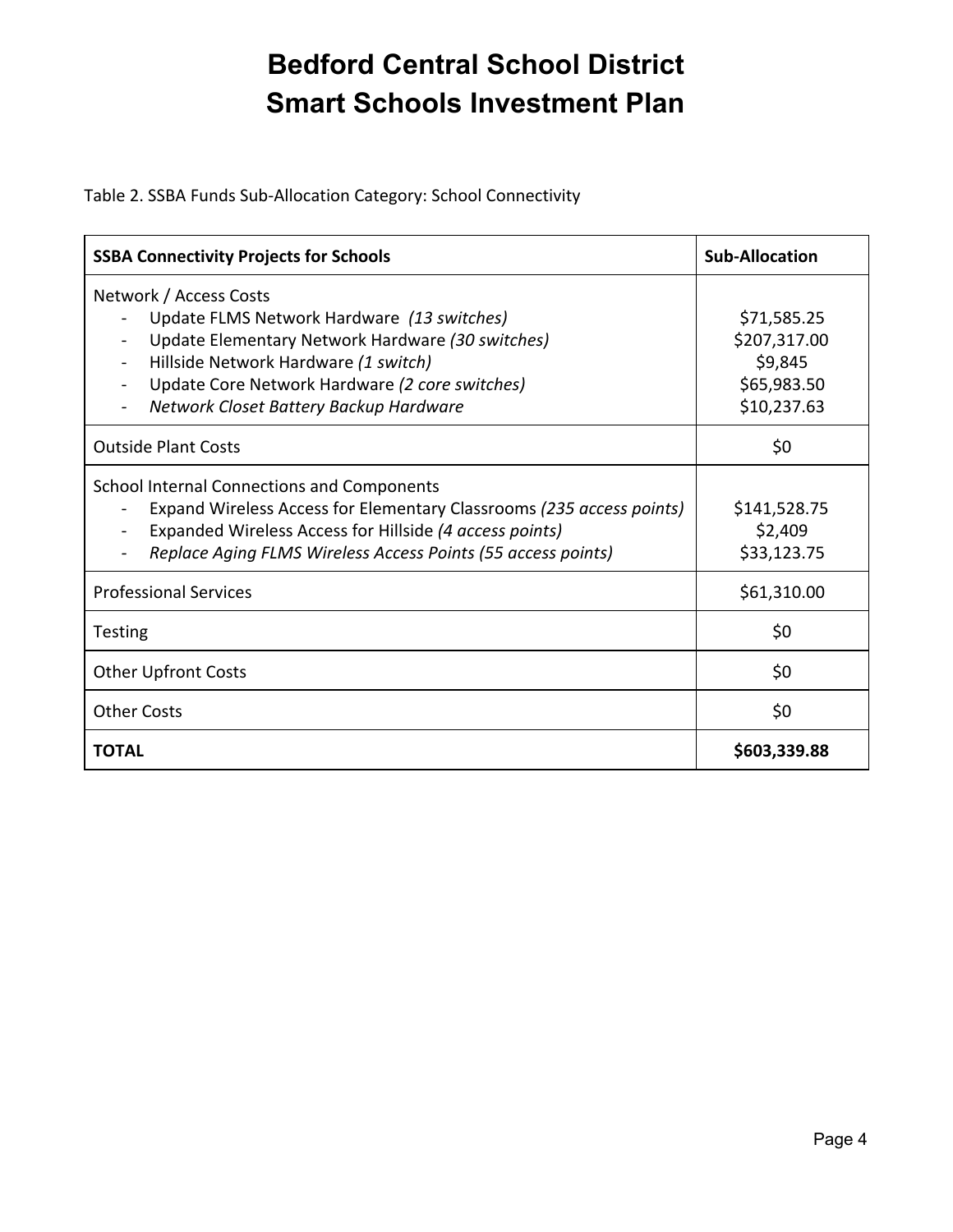# Bedford Central School District
# Smart Schools Investment Plan

Table 2. SSBA Funds Sub-Allocation Category: School Connectivity

| SSBA Connectivity Projects for Schools | Sub-Allocation |
|---|---|
| Network / Access Costs<br>- Update FLMS Network Hardware *(13 switches)*<br>- Update Elementary Network Hardware *(30 switches)*<br>- Hillside Network Hardware *(1 switch)*<br>- Update Core Network Hardware *(2 core switches)*<br>- *Network Closet Battery Backup Hardware* | <br>$71,585.25<br>$207,317.00<br>$9,845<br>$65,983.50<br>$10,237.63 |
| Outside Plant Costs | $0 |
| School Internal Connections and Components<br>- Expand Wireless Access for Elementary Classrooms *(235 access points)*<br>- Expanded Wireless Access for Hillside *(4 access points)*<br>- *Replace Aging FLMS Wireless Access Points (55 access points)* | <br>$141,528.75<br>$2,409<br>$33,123.75 |
| Professional Services | $61,310.00 |
| Testing | $0 |
| Other Upfront Costs | $0 |
| Other Costs | $0 |
| **TOTAL** | **$603,339.88** |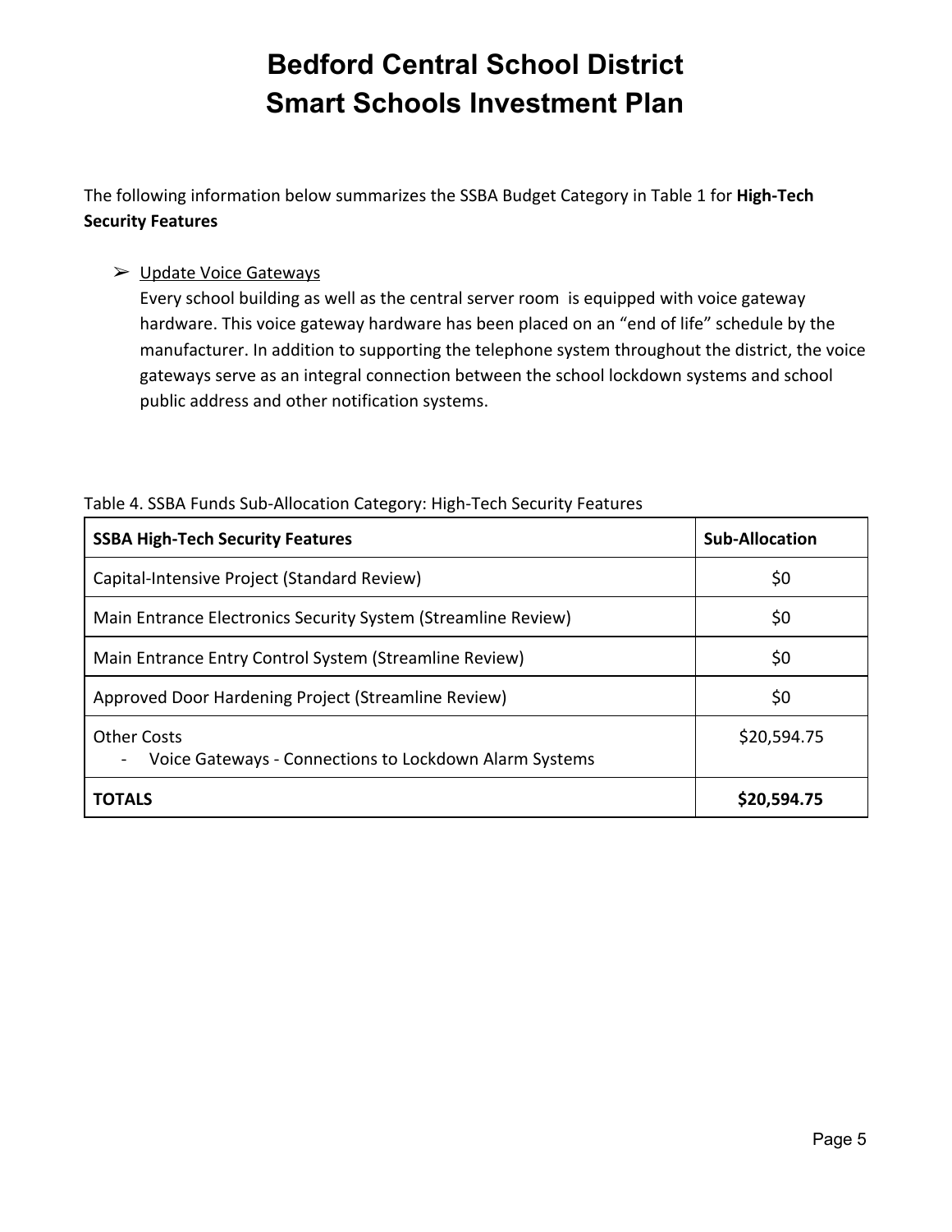# Bedford Central School District
# Smart Schools Investment Plan

The following information below summarizes the SSBA Budget Category in Table 1 for **High-Tech Security Features**

- Update Voice Gateways
  Every school building as well as the central server room is equipped with voice gateway hardware. This voice gateway hardware has been placed on an "end of life" schedule by the manufacturer. In addition to supporting the telephone system throughout the district, the voice gateways serve as an integral connection between the school lockdown systems and school public address and other notification systems.

Table 4. SSBA Funds Sub-Allocation Category: High-Tech Security Features

| **SSBA High-Tech Security Features** | **Sub-Allocation** |
| --- | --- |
| Capital-Intensive Project (Standard Review) | $0 |
| Main Entrance Electronics Security System (Streamline Review) | $0 |
| Main Entrance Entry Control System (Streamline Review) | $0 |
| Approved Door Hardening Project (Streamline Review) | $0 |
| Other Costs<br>- Voice Gateways - Connections to Lockdown Alarm Systems | $20,594.75 |
| **TOTALS** | **$20,594.75** |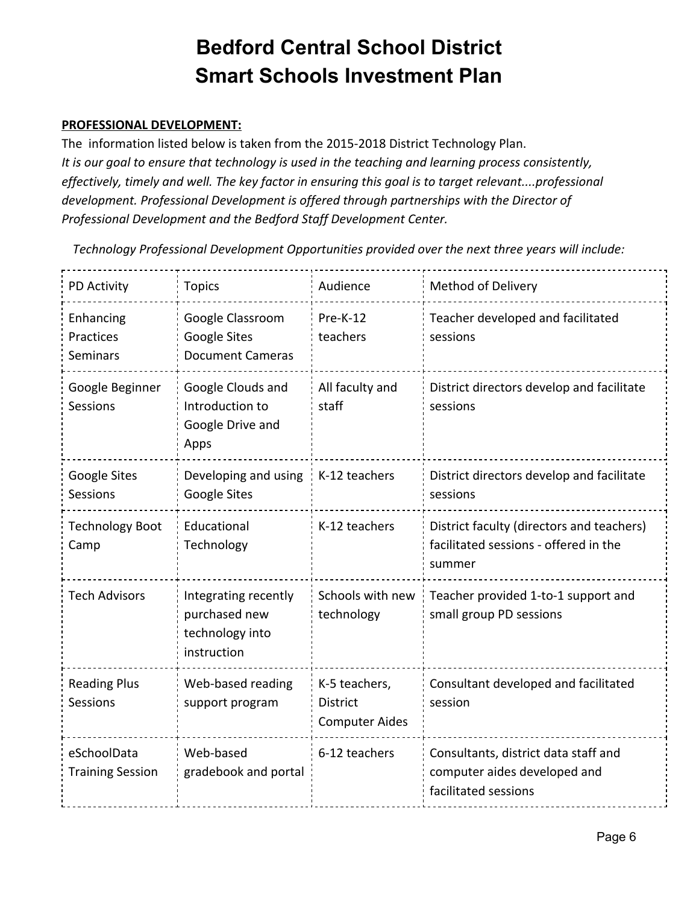# Bedford Central School District
# Smart Schools Investment Plan

**PROFESSIONAL DEVELOPMENT:**

The information listed below is taken from the 2015-2018 District Technology Plan.

*It is our goal to ensure that technology is used in the teaching and learning process consistently, effectively, timely and well. The key factor in ensuring this goal is to target relevant....professional development. Professional Development is offered through partnerships with the Director of Professional Development and the Bedford Staff Development Center.*

*Technology Professional Development Opportunities provided over the next three years will include:*

| PD Activity | Topics | Audience | Method of Delivery |
|---|---|---|---|
| Enhancing Practices Seminars | Google Classroom<br>Google Sites<br>Document Cameras | Pre-K-12 teachers | Teacher developed and facilitated sessions |
| Google Beginner Sessions | Google Clouds and Introduction to Google Drive and Apps | All faculty and staff | District directors develop and facilitate sessions |
| Google Sites Sessions | Developing and using Google Sites | K-12 teachers | District directors develop and facilitate sessions |
| Technology Boot Camp | Educational Technology | K-12 teachers | District faculty (directors and teachers) facilitated sessions - offered in the summer |
| Tech Advisors | Integrating recently purchased new technology into instruction | Schools with new technology | Teacher provided 1-to-1 support and small group PD sessions |
| Reading Plus Sessions | Web-based reading support program | K-5 teachers, District Computer Aides | Consultant developed and facilitated session |
| eSchoolData Training Session | Web-based gradebook and portal | 6-12 teachers | Consultants, district data staff and computer aides developed and facilitated sessions |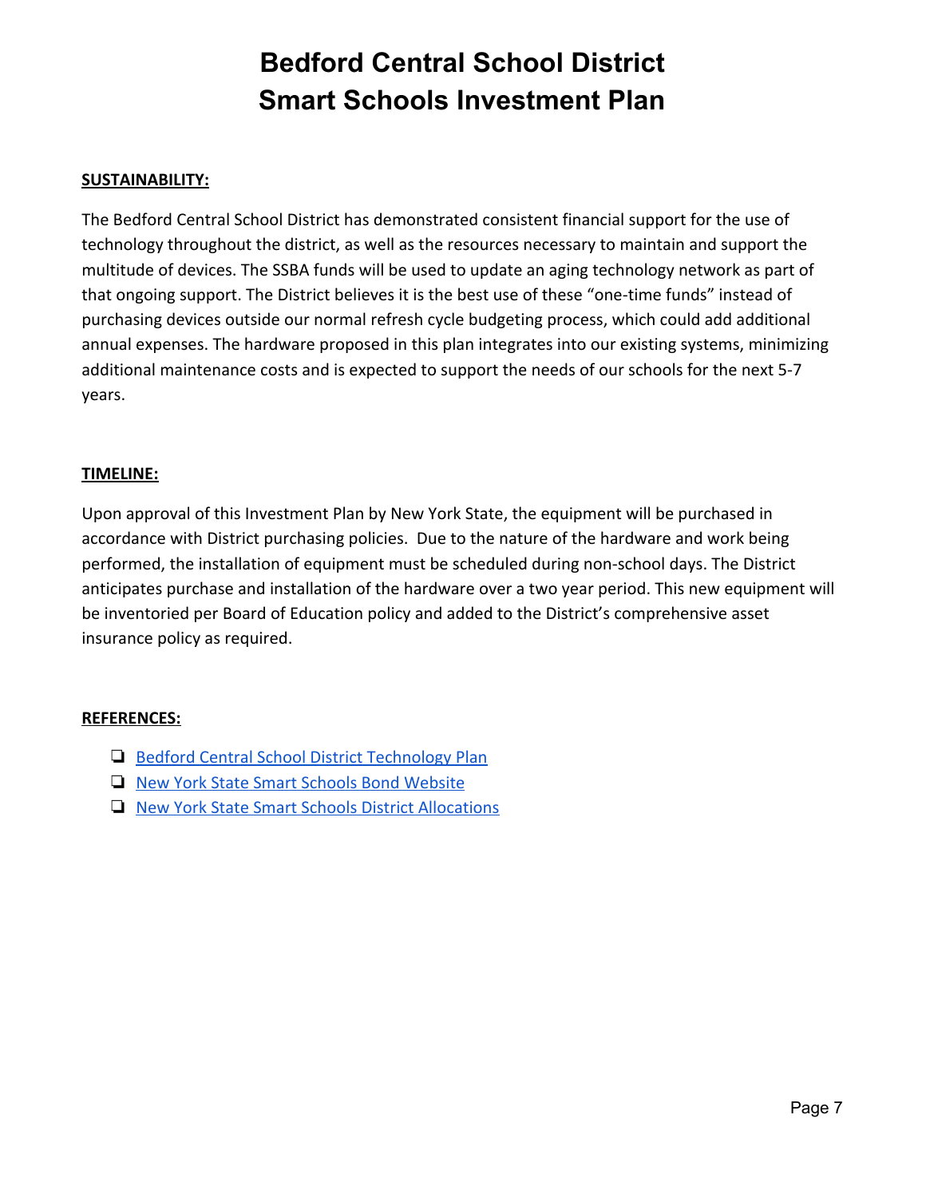# Bedford Central School District
# Smart Schools Investment Plan

## SUSTAINABILITY:

The Bedford Central School District has demonstrated consistent financial support for the use of technology throughout the district, as well as the resources necessary to maintain and support the multitude of devices. The SSBA funds will be used to update an aging technology network as part of that ongoing support. The District believes it is the best use of these "one-time funds" instead of purchasing devices outside our normal refresh cycle budgeting process, which could add additional annual expenses. The hardware proposed in this plan integrates into our existing systems, minimizing additional maintenance costs and is expected to support the needs of our schools for the next 5-7 years.

## TIMELINE:

Upon approval of this Investment Plan by New York State, the equipment will be purchased in accordance with District purchasing policies. Due to the nature of the hardware and work being performed, the installation of equipment must be scheduled during non-school days. The District anticipates purchase and installation of the hardware over a two year period. This new equipment will be inventoried per Board of Education policy and added to the District's comprehensive asset insurance policy as required.

## REFERENCES:

- Bedford Central School District Technology Plan
- New York State Smart Schools Bond Website
- New York State Smart Schools District Allocations